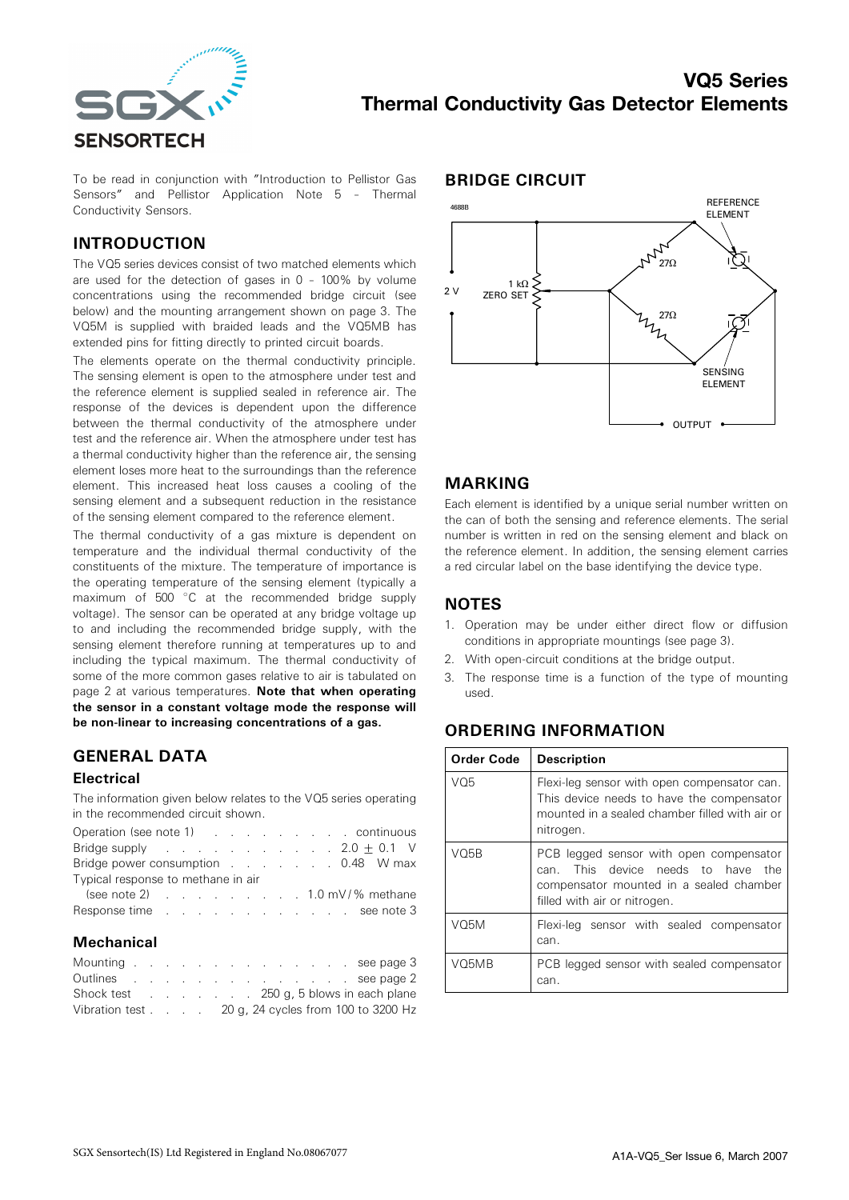# VQ5 Series
# Thermal Conductivity Gas Detector Elements

To be read in conjunction with "Introduction to Pellistor Gas Sensors" and Pellistor Application Note 5 – Thermal Conductivity Sensors.

## INTRODUCTION

The VQ5 series devices consist of two matched elements which are used for the detection of gases in 0 – 100% by volume concentrations using the recommended bridge circuit (see below) and the mounting arrangement shown on page 3. The VQ5M is supplied with braided leads and the VQ5MB has extended pins for fitting directly to printed circuit boards.

The elements operate on the thermal conductivity principle. The sensing element is open to the atmosphere under test and the reference element is supplied sealed in reference air. The response of the devices is dependent upon the difference between the thermal conductivity of the atmosphere under test and the reference air. When the atmosphere under test has a thermal conductivity higher than the reference air, the sensing element loses more heat to the surroundings than the reference element. This increased heat loss causes a cooling of the sensing element and a subsequent reduction in the resistance of the sensing element compared to the reference element.

The thermal conductivity of a gas mixture is dependent on temperature and the individual thermal conductivity of the constituents of the mixture. The temperature of importance is the operating temperature of the sensing element (typically a maximum of 500 °C at the recommended bridge supply voltage). The sensor can be operated at any bridge voltage up to and including the recommended bridge supply, with the sensing element therefore running at temperatures up to and including the typical maximum. The thermal conductivity of some of the more common gases relative to air is tabulated on page 2 at various temperatures. **Note that when operating the sensor in a constant voltage mode the response will be non-linear to increasing concentrations of a gas.**

## GENERAL DATA

### Electrical

The information given below relates to the VQ5 series operating in the recommended circuit shown.

Operation (see note 1) . . . . . . . . . . continuous
Bridge supply . . . . . . . . . . . . 2.0 ± 0.1 V
Bridge power consumption . . . . . . . . 0.48 W max
Typical response to methane in air
(see note 2) . . . . . . . . . . 1.0 mV / % methane
Response time . . . . . . . . . . . . . see note 3

### Mechanical

Mounting . . . . . . . . . . . . . . . . see page 3
Outlines . . . . . . . . . . . . . . . see page 2
Shock test . . . . . . . . 250 g, 5 blows in each plane
Vibration test . . . . 20 g, 24 cycles from 100 to 3200 Hz

## BRIDGE CIRCUIT

4688B

2 V — 1 kΩ ZERO SET — 27Ω — 27Ω — REFERENCE ELEMENT — SENSING ELEMENT — OUTPUT

## MARKING

Each element is identified by a unique serial number written on the can of both the sensing and reference elements. The serial number is written in red on the sensing element and black on the reference element. In addition, the sensing element carries a red circular label on the base identifying the device type.

## NOTES

1. Operation may be under either direct flow or diffusion conditions in appropriate mountings (see page 3).
2. With open-circuit conditions at the bridge output.
3. The response time is a function of the type of mounting used.

## ORDERING INFORMATION

| Order Code | Description |
|---|---|
| VQ5 | Flexi-leg sensor with open compensator can. This device needs to have the compensator mounted in a sealed chamber filled with air or nitrogen. |
| VQ5B | PCB legged sensor with open compensator can. This device needs to have the compensator mounted in a sealed chamber filled with air or nitrogen. |
| VQ5M | Flexi-leg sensor with sealed compensator can. |
| VQ5MB | PCB legged sensor with sealed compensator can. |

SGX Sensortech(IS) Ltd Registered in England No.08067077

A1A-VQ5_Ser Issue 6, March 2007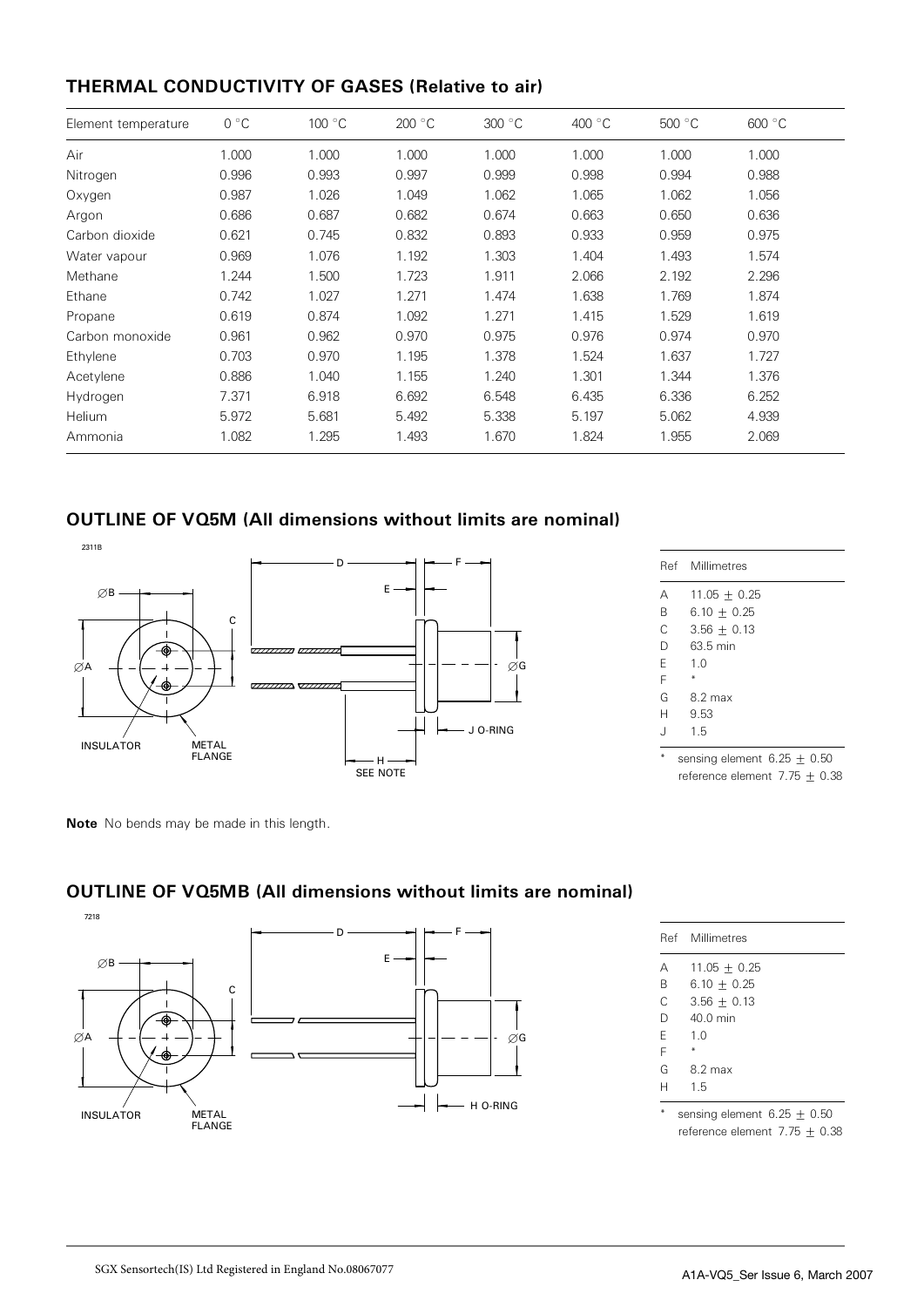## THERMAL CONDUCTIVITY OF GASES (Relative to air)

| Element temperature | 0 °C | 100 °C | 200 °C | 300 °C | 400 °C | 500 °C | 600 °C |
|---|---|---|---|---|---|---|---|
| Air | 1.000 | 1.000 | 1.000 | 1.000 | 1.000 | 1.000 | 1.000 |
| Nitrogen | 0.996 | 0.993 | 0.997 | 0.999 | 0.998 | 0.994 | 0.988 |
| Oxygen | 0.987 | 1.026 | 1.049 | 1.062 | 1.065 | 1.062 | 1.056 |
| Argon | 0.686 | 0.687 | 0.682 | 0.674 | 0.663 | 0.650 | 0.636 |
| Carbon dioxide | 0.621 | 0.745 | 0.832 | 0.893 | 0.933 | 0.959 | 0.975 |
| Water vapour | 0.969 | 1.076 | 1.192 | 1.303 | 1.404 | 1.493 | 1.574 |
| Methane | 1.244 | 1.500 | 1.723 | 1.911 | 2.066 | 2.192 | 2.296 |
| Ethane | 0.742 | 1.027 | 1.271 | 1.474 | 1.638 | 1.769 | 1.874 |
| Propane | 0.619 | 0.874 | 1.092 | 1.271 | 1.415 | 1.529 | 1.619 |
| Carbon monoxide | 0.961 | 0.962 | 0.970 | 0.975 | 0.976 | 0.974 | 0.970 |
| Ethylene | 0.703 | 0.970 | 1.195 | 1.378 | 1.524 | 1.637 | 1.727 |
| Acetylene | 0.886 | 1.040 | 1.155 | 1.240 | 1.301 | 1.344 | 1.376 |
| Hydrogen | 7.371 | 6.918 | 6.692 | 6.548 | 6.435 | 6.336 | 6.252 |
| Helium | 5.972 | 5.681 | 5.492 | 5.338 | 5.197 | 5.062 | 4.939 |
| Ammonia | 1.082 | 1.295 | 1.493 | 1.670 | 1.824 | 1.955 | 2.069 |

## OUTLINE OF VQ5M (All dimensions without limits are nominal)

2311B

INSULATOR, METAL FLANGE, J O-RING, H SEE NOTE

| Ref | Millimetres |
|---|---|
| A | 11.05 ± 0.25 |
| B | 6.10 ± 0.25 |
| C | 3.56 ± 0.13 |
| D | 63.5 min |
| E | 1.0 |
| F | * |
| G | 8.2 max |
| H | 9.53 |
| J | 1.5 |

\* sensing element 6.25 ± 0.50
reference element 7.75 ± 0.38

**Note** No bends may be made in this length.

## OUTLINE OF VQ5MB (All dimensions without limits are nominal)

7218

INSULATOR, METAL FLANGE, H O-RING

| Ref | Millimetres |
|---|---|
| A | 11.05 ± 0.25 |
| B | 6.10 ± 0.25 |
| C | 3.56 ± 0.13 |
| D | 40.0 min |
| E | 1.0 |
| F | * |
| G | 8.2 max |
| H | 1.5 |

\* sensing element 6.25 ± 0.50
reference element 7.75 ± 0.38

SGX Sensortech(IS) Ltd Registered in England No.08067077

A1A-VQ5_Ser Issue 6, March 2007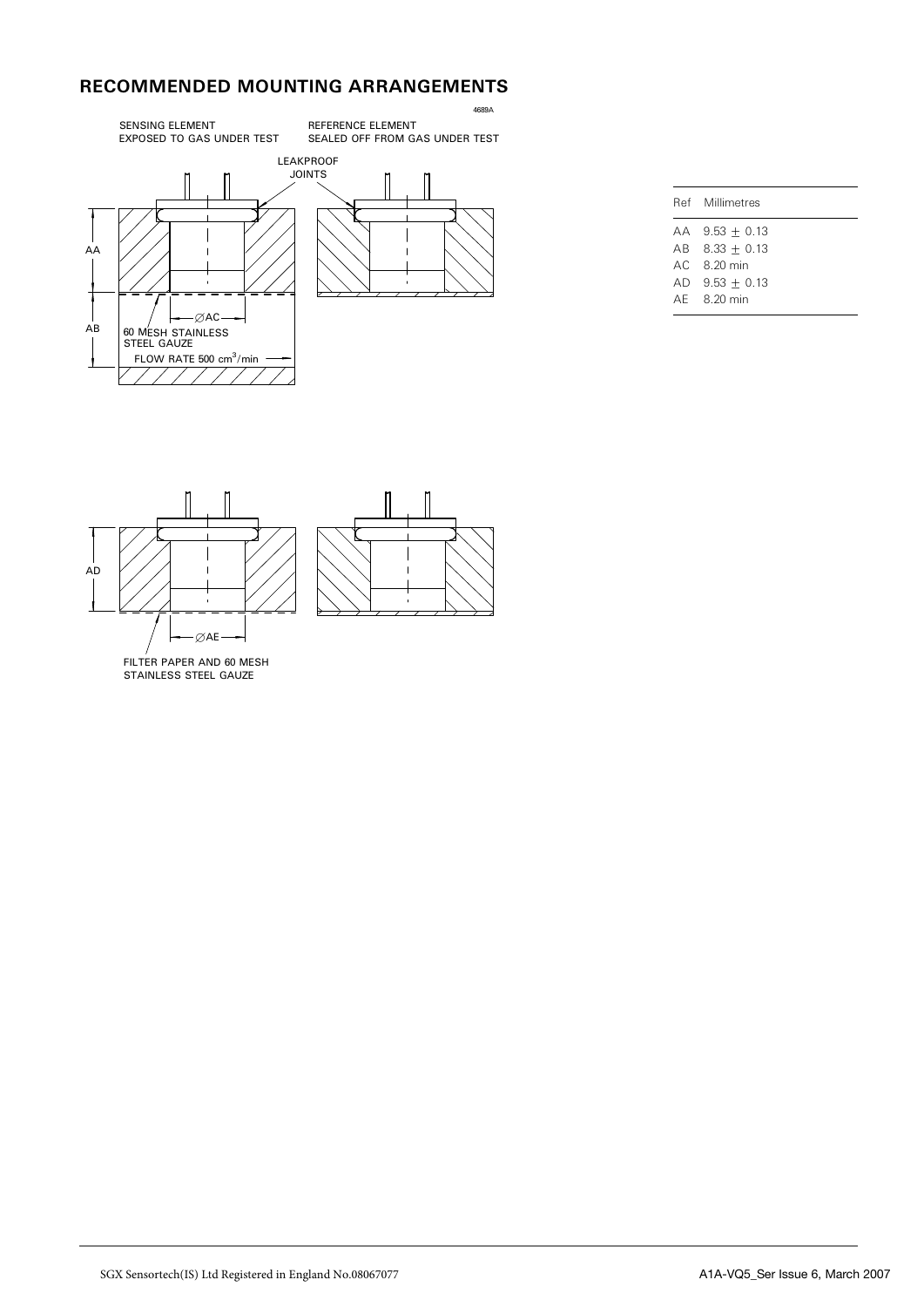## RECOMMENDED MOUNTING ARRANGEMENTS

4689A

SENSING ELEMENT
EXPOSED TO GAS UNDER TEST

REFERENCE ELEMENT
SEALED OFF FROM GAS UNDER TEST

LEAKPROOF
JOINTS

AA

AB

∅AC

60 MESH STAINLESS
STEEL GAUZE

FLOW RATE 500 cm$^3$/min

AD

∅AE

FILTER PAPER AND 60 MESH
STAINLESS STEEL GAUZE

| Ref | Millimetres |
|---|---|
| AA | 9.53 ± 0.13 |
| AB | 8.33 ± 0.13 |
| AC | 8.20 min |
| AD | 9.53 ± 0.13 |
| AE | 8.20 min |

SGX Sensortech(IS) Ltd Registered in England No.08067077

A1A-VQ5_Ser Issue 6, March 2007